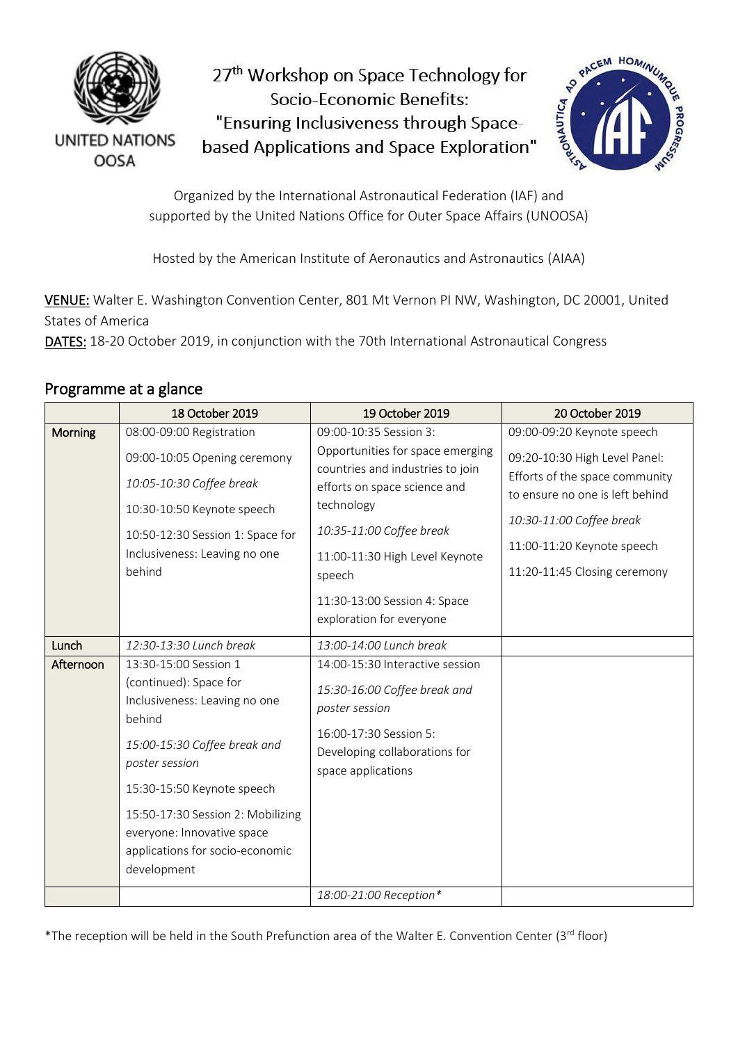UNITED NATIONS
OOSA

# 27th Workshop on Space Technology for Socio-Economic Benefits: "Ensuring Inclusiveness through Space-based Applications and Space Exploration"

Organized by the International Astronautical Federation (IAF) and supported by the United Nations Office for Outer Space Affairs (UNOOSA)

Hosted by the American Institute of Aeronautics and Astronautics (AIAA)

VENUE: Walter E. Washington Convention Center, 801 Mt Vernon Pl NW, Washington, DC 20001, United States of America
DATES: 18-20 October 2019, in conjunction with the 70th International Astronautical Congress

## Programme at a glance

| | 18 October 2019 | 19 October 2019 | 20 October 2019 |
|---|---|---|---|
| Morning | 08:00-09:00 Registration<br>09:00-10:05 Opening ceremony<br>*10:05-10:30 Coffee break*<br>10:30-10:50 Keynote speech<br>10:50-12:30 Session 1: Space for Inclusiveness: Leaving no one behind | 09:00-10:35 Session 3: Opportunities for space emerging countries and industries to join efforts on space science and technology<br>*10:35-11:00 Coffee break*<br>11:00-11:30 High Level Keynote speech<br>11:30-13:00 Session 4: Space exploration for everyone | 09:00-09:20 Keynote speech<br>09:20-10:30 High Level Panel: Efforts of the space community to ensure no one is left behind<br>*10:30-11:00 Coffee break*<br>11:00-11:20 Keynote speech<br>11:20-11:45 Closing ceremony |
| Lunch | *12:30-13:30 Lunch break* | *13:00-14:00 Lunch break* | |
| Afternoon | 13:30-15:00 Session 1 (continued): Space for Inclusiveness: Leaving no one behind<br>*15:00-15:30 Coffee break and poster session*<br>15:30-15:50 Keynote speech<br>15:50-17:30 Session 2: Mobilizing everyone: Innovative space applications for socio-economic development | 14:00-15:30 Interactive session<br>*15:30-16:00 Coffee break and poster session*<br>16:00-17:30 Session 5: Developing collaborations for space applications | |
| | | *18:00-21:00 Reception** | |

*The reception will be held in the South Prefunction area of the Walter E. Convention Center (3rd floor)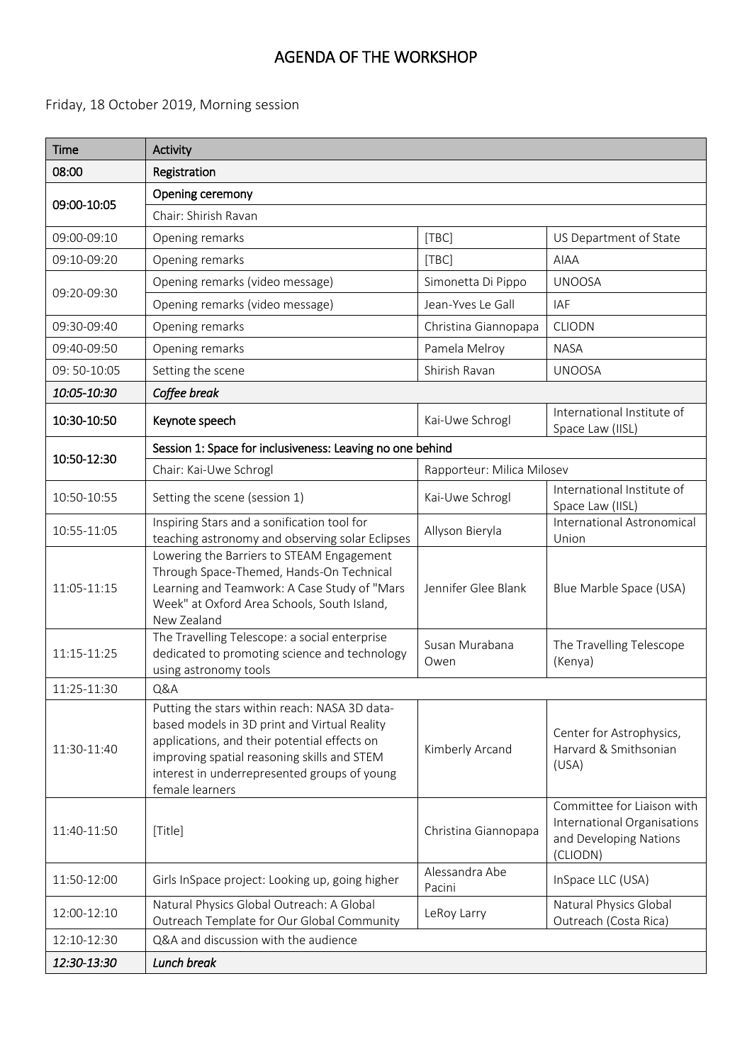# AGENDA OF THE WORKSHOP

Friday, 18 October 2019, Morning session

| Time | Activity | | |
|---|---|---|---|
| **08:00** | **Registration** | | |
| **09:00-10:05** | **Opening ceremony** | | |
| | Chair: Shirish Ravan | | |
| 09:00-09:10 | Opening remarks | [TBC] | US Department of State |
| 09:10-09:20 | Opening remarks | [TBC] | AIAA |
| 09:20-09:30 | Opening remarks (video message) | Simonetta Di Pippo | UNOOSA |
| | Opening remarks (video message) | Jean-Yves Le Gall | IAF |
| 09:30-09:40 | Opening remarks | Christina Giannopapa | CLIODN |
| 09:40-09:50 | Opening remarks | Pamela Melroy | NASA |
| 09: 50-10:05 | Setting the scene | Shirish Ravan | UNOOSA |
| ***10:05-10:30*** | ***Coffee break*** | | |
| **10:30-10:50** | **Keynote speech** | Kai-Uwe Schrogl | International Institute of Space Law (IISL) |
| **10:50-12:30** | **Session 1: Space for inclusiveness: Leaving no one behind** | | |
| | Chair: Kai-Uwe Schrogl | Rapporteur: Milica Milosev | |
| 10:50-10:55 | Setting the scene (session 1) | Kai-Uwe Schrogl | International Institute of Space Law (IISL) |
| 10:55-11:05 | Inspiring Stars and a sonification tool for teaching astronomy and observing solar Eclipses | Allyson Bieryla | International Astronomical Union |
| 11:05-11:15 | Lowering the Barriers to STEAM Engagement Through Space-Themed, Hands-On Technical Learning and Teamwork: A Case Study of "Mars Week" at Oxford Area Schools, South Island, New Zealand | Jennifer Glee Blank | Blue Marble Space (USA) |
| 11:15-11:25 | The Travelling Telescope: a social enterprise dedicated to promoting science and technology using astronomy tools | Susan Murabana Owen | The Travelling Telescope (Kenya) |
| 11:25-11:30 | Q&A | | |
| 11:30-11:40 | Putting the stars within reach: NASA 3D data-based models in 3D print and Virtual Reality applications, and their potential effects on improving spatial reasoning skills and STEM interest in underrepresented groups of young female learners | Kimberly Arcand | Center for Astrophysics, Harvard & Smithsonian (USA) |
| 11:40-11:50 | [Title] | Christina Giannopapa | Committee for Liaison with International Organisations and Developing Nations (CLIODN) |
| 11:50-12:00 | Girls InSpace project: Looking up, going higher | Alessandra Abe Pacini | InSpace LLC (USA) |
| 12:00-12:10 | Natural Physics Global Outreach: A Global Outreach Template for Our Global Community | LeRoy Larry | Natural Physics Global Outreach (Costa Rica) |
| 12:10-12:30 | Q&A and discussion with the audience | | |
| ***12:30-13:30*** | ***Lunch break*** | | |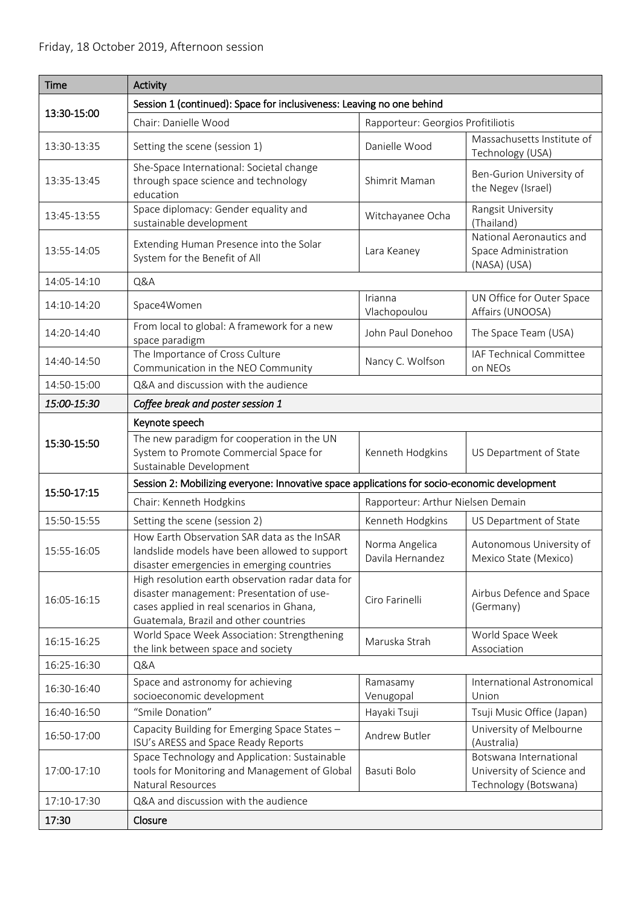Friday, 18 October 2019, Afternoon session

| Time | Activity | | |
|---|---|---|---|
| 13:30-15:00 | Session 1 (continued): Space for inclusiveness: Leaving no one behind | | |
| | Chair: Danielle Wood | Rapporteur: Georgios Profitiliotis | |
| 13:30-13:35 | Setting the scene (session 1) | Danielle Wood | Massachusetts Institute of Technology (USA) |
| 13:35-13:45 | She-Space International: Societal change through space science and technology education | Shimrit Maman | Ben-Gurion University of the Negev (Israel) |
| 13:45-13:55 | Space diplomacy: Gender equality and sustainable development | Witchayanee Ocha | Rangsit University (Thailand) |
| 13:55-14:05 | Extending Human Presence into the Solar System for the Benefit of All | Lara Keaney | National Aeronautics and Space Administration (NASA) (USA) |
| 14:05-14:10 | Q&A | | |
| 14:10-14:20 | Space4Women | Irianna Vlachopoulou | UN Office for Outer Space Affairs (UNOOSA) |
| 14:20-14:40 | From local to global: A framework for a new space paradigm | John Paul Donehoo | The Space Team (USA) |
| 14:40-14:50 | The Importance of Cross Culture Communication in the NEO Community | Nancy C. Wolfson | IAF Technical Committee on NEOs |
| 14:50-15:00 | Q&A and discussion with the audience | | |
| *15:00-15:30* | *Coffee break and poster session 1* | | |
| 15:30-15:50 | Keynote speech | | |
| | The new paradigm for cooperation in the UN System to Promote Commercial Space for Sustainable Development | Kenneth Hodgkins | US Department of State |
| 15:50-17:15 | Session 2: Mobilizing everyone: Innovative space applications for socio-economic development | | |
| | Chair: Kenneth Hodgkins | Rapporteur: Arthur Nielsen Demain | |
| 15:50-15:55 | Setting the scene (session 2) | Kenneth Hodgkins | US Department of State |
| 15:55-16:05 | How Earth Observation SAR data as the InSAR landslide models have been allowed to support disaster emergencies in emerging countries | Norma Angelica Davila Hernandez | Autonomous University of Mexico State (Mexico) |
| 16:05-16:15 | High resolution earth observation radar data for disaster management: Presentation of use-cases applied in real scenarios in Ghana, Guatemala, Brazil and other countries | Ciro Farinelli | Airbus Defence and Space (Germany) |
| 16:15-16:25 | World Space Week Association: Strengthening the link between space and society | Maruska Strah | World Space Week Association |
| 16:25-16:30 | Q&A | | |
| 16:30-16:40 | Space and astronomy for achieving socioeconomic development | Ramasamy Venugopal | International Astronomical Union |
| 16:40-16:50 | "Smile Donation" | Hayaki Tsuji | Tsuji Music Office (Japan) |
| 16:50-17:00 | Capacity Building for Emerging Space States – ISU's ARESS and Space Ready Reports | Andrew Butler | University of Melbourne (Australia) |
| 17:00-17:10 | Space Technology and Application: Sustainable tools for Monitoring and Management of Global Natural Resources | Basuti Bolo | Botswana International University of Science and Technology (Botswana) |
| 17:10-17:30 | Q&A and discussion with the audience | | |
| 17:30 | Closure | | |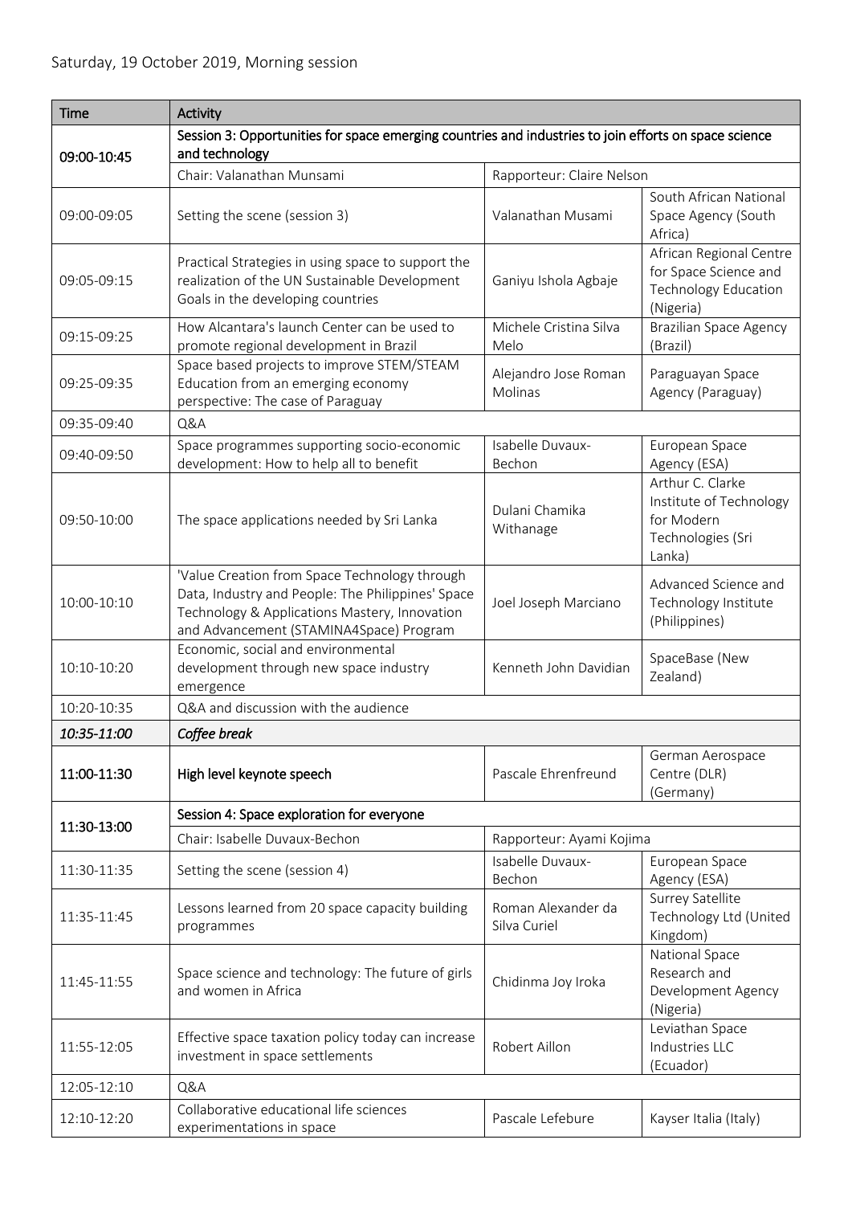Saturday, 19 October 2019, Morning session

| Time | Activity | | |
|---|---|---|---|
| **09:00-10:45** | **Session 3: Opportunities for space emerging countries and industries to join efforts on space science and technology** | | |
| | Chair: Valanathan Munsami | Rapporteur: Claire Nelson | |
| 09:00-09:05 | Setting the scene (session 3) | Valanathan Musami | South African National Space Agency (South Africa) |
| 09:05-09:15 | Practical Strategies in using space to support the realization of the UN Sustainable Development Goals in the developing countries | Ganiyu Ishola Agbaje | African Regional Centre for Space Science and Technology Education (Nigeria) |
| 09:15-09:25 | How Alcantara's launch Center can be used to promote regional development in Brazil | Michele Cristina Silva Melo | Brazilian Space Agency (Brazil) |
| 09:25-09:35 | Space based projects to improve STEM/STEAM Education from an emerging economy perspective: The case of Paraguay | Alejandro Jose Roman Molinas | Paraguayan Space Agency (Paraguay) |
| 09:35-09:40 | Q&A | | |
| 09:40-09:50 | Space programmes supporting socio-economic development: How to help all to benefit | Isabelle Duvaux-Bechon | European Space Agency (ESA) |
| 09:50-10:00 | The space applications needed by Sri Lanka | Dulani Chamika Withanage | Arthur C. Clarke Institute of Technology for Modern Technologies (Sri Lanka) |
| 10:00-10:10 | 'Value Creation from Space Technology through Data, Industry and People: The Philippines' Space Technology & Applications Mastery, Innovation and Advancement (STAMINA4Space) Program | Joel Joseph Marciano | Advanced Science and Technology Institute (Philippines) |
| 10:10-10:20 | Economic, social and environmental development through new space industry emergence | Kenneth John Davidian | SpaceBase (New Zealand) |
| 10:20-10:35 | Q&A and discussion with the audience | | |
| *10:35-11:00* | ***Coffee break*** | | |
| **11:00-11:30** | **High level keynote speech** | Pascale Ehrenfreund | German Aerospace Centre (DLR) (Germany) |
| **11:30-13:00** | **Session 4: Space exploration for everyone** | | |
| | Chair: Isabelle Duvaux-Bechon | Rapporteur: Ayami Kojima | |
| 11:30-11:35 | Setting the scene (session 4) | Isabelle Duvaux-Bechon | European Space Agency (ESA) |
| 11:35-11:45 | Lessons learned from 20 space capacity building programmes | Roman Alexander da Silva Curiel | Surrey Satellite Technology Ltd (United Kingdom) |
| 11:45-11:55 | Space science and technology: The future of girls and women in Africa | Chidinma Joy Iroka | National Space Research and Development Agency (Nigeria) |
| 11:55-12:05 | Effective space taxation policy today can increase investment in space settlements | Robert Aillon | Leviathan Space Industries LLC (Ecuador) |
| 12:05-12:10 | Q&A | | |
| 12:10-12:20 | Collaborative educational life sciences experimentations in space | Pascale Lefebure | Kayser Italia (Italy) |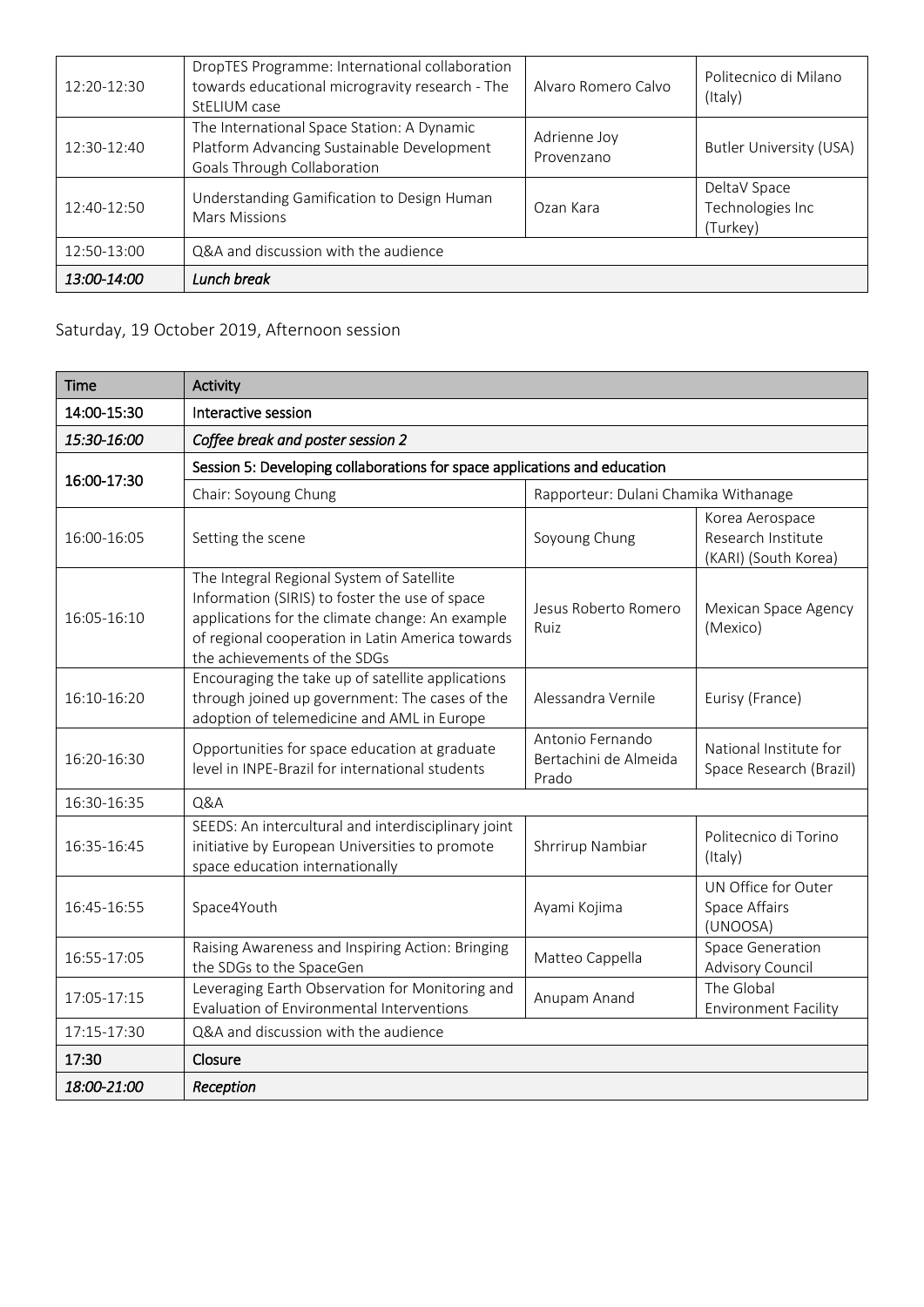| | | | |
|---|---|---|---|
| 12:20-12:30 | DropTES Programme: International collaboration towards educational microgravity research - The StELIUM case | Alvaro Romero Calvo | Politecnico di Milano (Italy) |
| 12:30-12:40 | The International Space Station: A Dynamic Platform Advancing Sustainable Development Goals Through Collaboration | Adrienne Joy Provenzano | Butler University (USA) |
| 12:40-12:50 | Understanding Gamification to Design Human Mars Missions | Ozan Kara | DeltaV Space Technologies Inc (Turkey) |
| 12:50-13:00 | Q&A and discussion with the audience | | |
| *13:00-14:00* | *Lunch break* | | |

Saturday, 19 October 2019, Afternoon session

| Time | Activity | | |
|---|---|---|---|
| **14:00-15:30** | **Interactive session** | | |
| *15:30-16:00* | *Coffee break and poster session 2* | | |
| **16:00-17:30** | **Session 5: Developing collaborations for space applications and education** | | |
| | Chair: Soyoung Chung | Rapporteur: Dulani Chamika Withanage | |
| 16:00-16:05 | Setting the scene | Soyoung Chung | Korea Aerospace Research Institute (KARI) (South Korea) |
| 16:05-16:10 | The Integral Regional System of Satellite Information (SIRIS) to foster the use of space applications for the climate change: An example of regional cooperation in Latin America towards the achievements of the SDGs | Jesus Roberto Romero Ruiz | Mexican Space Agency (Mexico) |
| 16:10-16:20 | Encouraging the take up of satellite applications through joined up government: The cases of the adoption of telemedicine and AML in Europe | Alessandra Vernile | Eurisy (France) |
| 16:20-16:30 | Opportunities for space education at graduate level in INPE-Brazil for international students | Antonio Fernando Bertachini de Almeida Prado | National Institute for Space Research (Brazil) |
| 16:30-16:35 | Q&A | | |
| 16:35-16:45 | SEEDS: An intercultural and interdisciplinary joint initiative by European Universities to promote space education internationally | Shrrirup Nambiar | Politecnico di Torino (Italy) |
| 16:45-16:55 | Space4Youth | Ayami Kojima | UN Office for Outer Space Affairs (UNOOSA) |
| 16:55-17:05 | Raising Awareness and Inspiring Action: Bringing the SDGs to the SpaceGen | Matteo Cappella | Space Generation Advisory Council |
| 17:05-17:15 | Leveraging Earth Observation for Monitoring and Evaluation of Environmental Interventions | Anupam Anand | The Global Environment Facility |
| 17:15-17:30 | Q&A and discussion with the audience | | |
| **17:30** | **Closure** | | |
| *18:00-21:00* | *Reception* | | |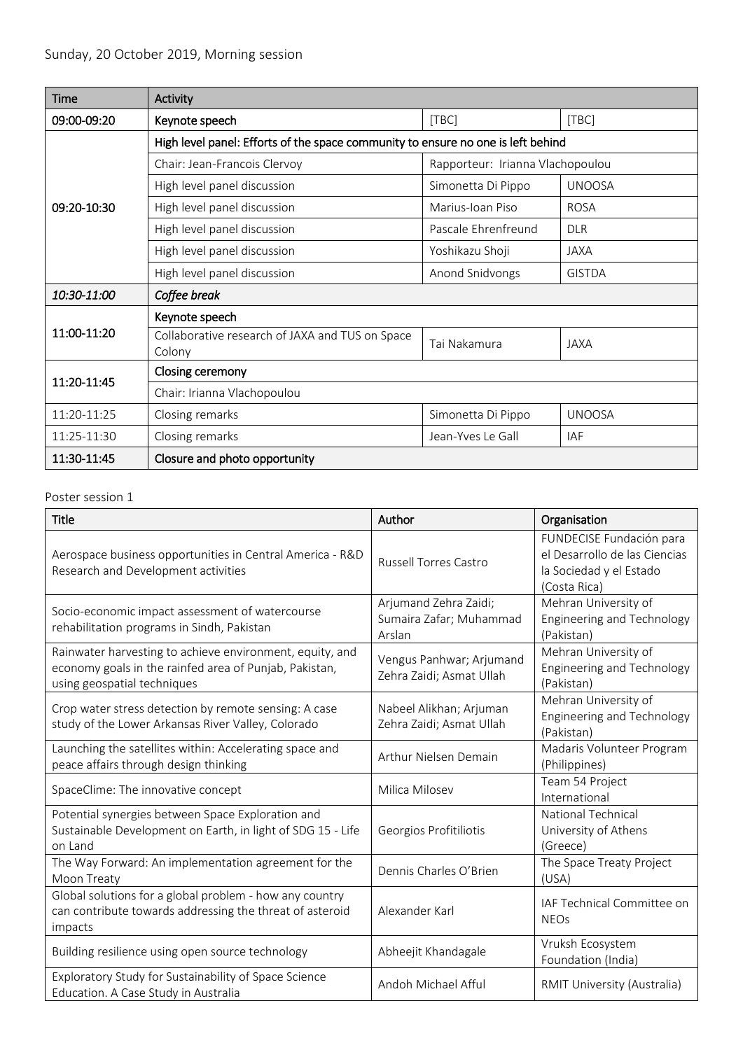Sunday, 20 October 2019, Morning session

| Time | Activity | | |
|---|---|---|---|
| 09:00-09:20 | **Keynote speech** | [TBC] | [TBC] |
| 09:20-10:30 | **High level panel: Efforts of the space community to ensure no one is left behind** | | |
| | Chair: Jean-Francois Clervoy | Rapporteur: Irianna Vlachopoulou | |
| | High level panel discussion | Simonetta Di Pippo | UNOOSA |
| | High level panel discussion | Marius-Ioan Piso | ROSA |
| | High level panel discussion | Pascale Ehrenfreund | DLR |
| | High level panel discussion | Yoshikazu Shoji | JAXA |
| | High level panel discussion | Anond Snidvongs | GISTDA |
| *10:30-11:00* | ***Coffee break*** | | |
| 11:00-11:20 | **Keynote speech** | | |
| | Collaborative research of JAXA and TUS on Space Colony | Tai Nakamura | JAXA |
| 11:20-11:45 | **Closing ceremony** | | |
| | Chair: Irianna Vlachopoulou | | |
| 11:20-11:25 | Closing remarks | Simonetta Di Pippo | UNOOSA |
| 11:25-11:30 | Closing remarks | Jean-Yves Le Gall | IAF |
| 11:30-11:45 | **Closure and photo opportunity** | | |

Poster session 1

| Title | Author | Organisation |
|---|---|---|
| Aerospace business opportunities in Central America - R&D Research and Development activities | Russell Torres Castro | FUNDECISE Fundación para el Desarrollo de las Ciencias la Sociedad y el Estado (Costa Rica) |
| Socio-economic impact assessment of watercourse rehabilitation programs in Sindh, Pakistan | Arjumand Zehra Zaidi; Sumaira Zafar; Muhammad Arslan | Mehran University of Engineering and Technology (Pakistan) |
| Rainwater harvesting to achieve environment, equity, and economy goals in the rainfed area of Punjab, Pakistan, using geospatial techniques | Vengus Panhwar; Arjumand Zehra Zaidi; Asmat Ullah | Mehran University of Engineering and Technology (Pakistan) |
| Crop water stress detection by remote sensing: A case study of the Lower Arkansas River Valley, Colorado | Nabeel Alikhan; Arjuman Zehra Zaidi; Asmat Ullah | Mehran University of Engineering and Technology (Pakistan) |
| Launching the satellites within: Accelerating space and peace affairs through design thinking | Arthur Nielsen Demain | Madaris Volunteer Program (Philippines) |
| SpaceClime: The innovative concept | Milica Milosev | Team 54 Project International |
| Potential synergies between Space Exploration and Sustainable Development on Earth, in light of SDG 15 - Life on Land | Georgios Profitiliotis | National Technical University of Athens (Greece) |
| The Way Forward: An implementation agreement for the Moon Treaty | Dennis Charles O'Brien | The Space Treaty Project (USA) |
| Global solutions for a global problem - how any country can contribute towards addressing the threat of asteroid impacts | Alexander Karl | IAF Technical Committee on NEOs |
| Building resilience using open source technology | Abheejit Khandagale | Vruksh Ecosystem Foundation (India) |
| Exploratory Study for Sustainability of Space Science Education. A Case Study in Australia | Andoh Michael Afful | RMIT University (Australia) |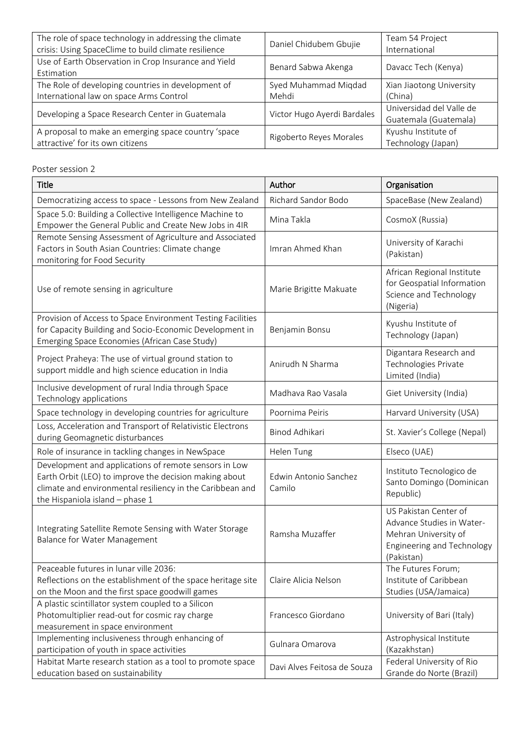| | | |
|---|---|---|
| The role of space technology in addressing the climate crisis: Using SpaceClime to build climate resilience | Daniel Chidubem Gbujie | Team 54 Project International |
| Use of Earth Observation in Crop Insurance and Yield Estimation | Benard Sabwa Akenga | Davacc Tech (Kenya) |
| The Role of developing countries in development of International law on space Arms Control | Syed Muhammad Miqdad Mehdi | Xian Jiaotong University (China) |
| Developing a Space Research Center in Guatemala | Victor Hugo Ayerdi Bardales | Universidad del Valle de Guatemala (Guatemala) |
| A proposal to make an emerging space country 'space attractive' for its own citizens | Rigoberto Reyes Morales | Kyushu Institute of Technology (Japan) |

Poster session 2

| Title | Author | Organisation |
|---|---|---|
| Democratizing access to space - Lessons from New Zealand | Richard Sandor Bodo | SpaceBase (New Zealand) |
| Space 5.0: Building a Collective Intelligence Machine to Empower the General Public and Create New Jobs in 4IR | Mina Takla | CosmoX (Russia) |
| Remote Sensing Assessment of Agriculture and Associated Factors in South Asian Countries: Climate change monitoring for Food Security | Imran Ahmed Khan | University of Karachi (Pakistan) |
| Use of remote sensing in agriculture | Marie Brigitte Makuate | African Regional Institute for Geospatial Information Science and Technology (Nigeria) |
| Provision of Access to Space Environment Testing Facilities for Capacity Building and Socio-Economic Development in Emerging Space Economies (African Case Study) | Benjamin Bonsu | Kyushu Institute of Technology (Japan) |
| Project Praheya: The use of virtual ground station to support middle and high science education in India | Anirudh N Sharma | Digantara Research and Technologies Private Limited (India) |
| Inclusive development of rural India through Space Technology applications | Madhava Rao Vasala | Giet University (India) |
| Space technology in developing countries for agriculture | Poornima Peiris | Harvard University (USA) |
| Loss, Acceleration and Transport of Relativistic Electrons during Geomagnetic disturbances | Binod Adhikari | St. Xavier's College (Nepal) |
| Role of insurance in tackling changes in NewSpace | Helen Tung | Elseco (UAE) |
| Development and applications of remote sensors in Low Earth Orbit (LEO) to improve the decision making about climate and environmental resiliency in the Caribbean and the Hispaniola island – phase 1 | Edwin Antonio Sanchez Camilo | Instituto Tecnologico de Santo Domingo (Dominican Republic) |
| Integrating Satellite Remote Sensing with Water Storage Balance for Water Management | Ramsha Muzaffer | US Pakistan Center of Advance Studies in Water-Mehran University of Engineering and Technology (Pakistan) |
| Peaceable futures in lunar ville 2036: Reflections on the establishment of the space heritage site on the Moon and the first space goodwill games | Claire Alicia Nelson | The Futures Forum; Institute of Caribbean Studies (USA/Jamaica) |
| A plastic scintillator system coupled to a Silicon Photomultiplier read-out for cosmic ray charge measurement in space environment | Francesco Giordano | University of Bari (Italy) |
| Implementing inclusiveness through enhancing of participation of youth in space activities | Gulnara Omarova | Astrophysical Institute (Kazakhstan) |
| Habitat Marte research station as a tool to promote space education based on sustainability | Davi Alves Feitosa de Souza | Federal University of Rio Grande do Norte (Brazil) |